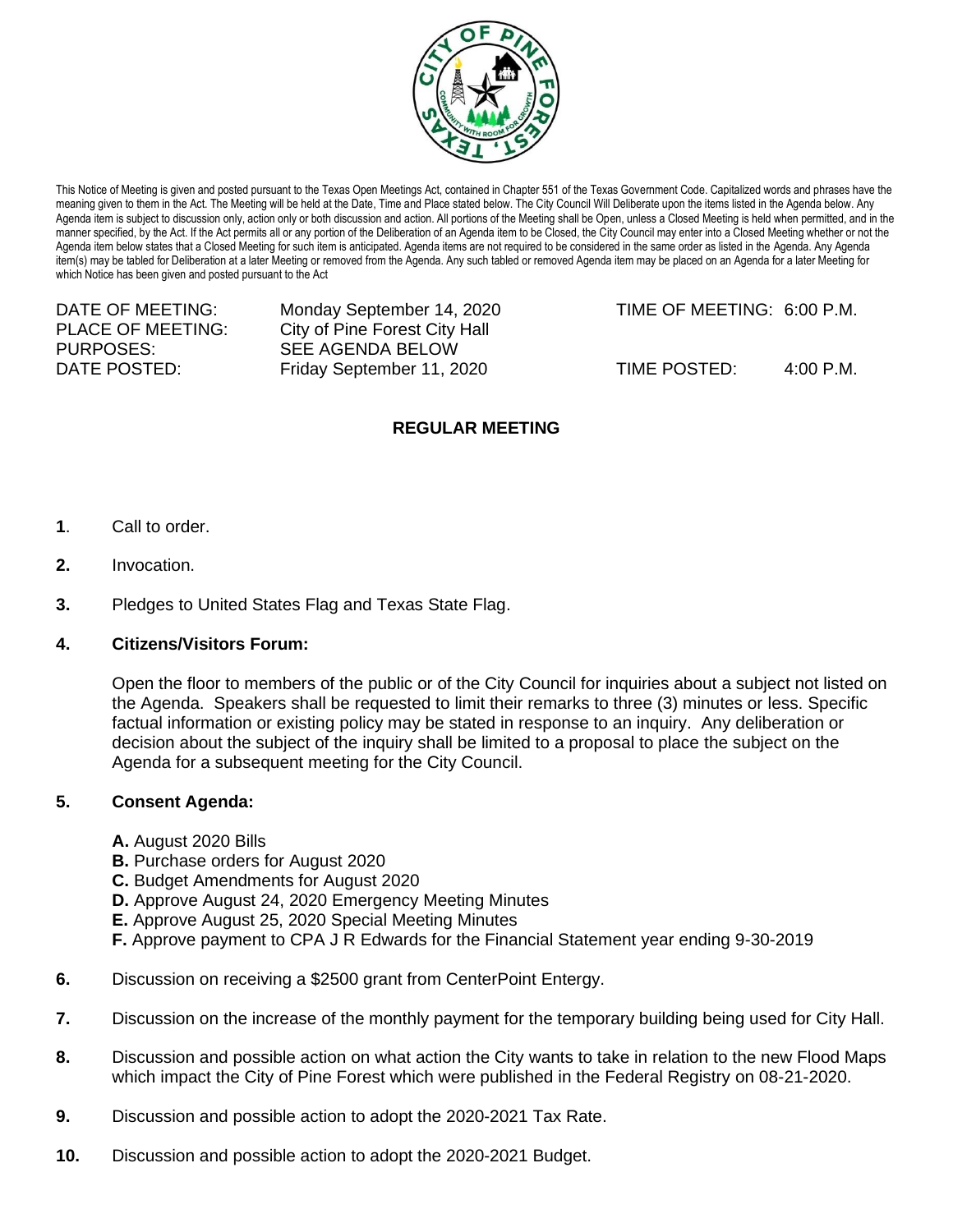This Notice of Meeting is given and posted pursuant to the Texas Open Meetings Act, contained in Chapter 551 of the Texas Government Code. Capitalized words and phrases have the meaning given to them in the Act. The Meeting will be held at the Date, Time and Place stated below. The City Council Will Deliberate upon the items listed in the Agenda below. Any Agenda item is subject to discussion only, action only or both discussion and action. All portions of the Meeting shall be Open, unless a Closed Meeting is held when permitted, and in the manner specified, by the Act. If the Act permits all or any portion of the Deliberation of an Agenda item to be Closed, the City Council may enter into a Closed Meeting whether or not the Agenda item below states that a Closed Meeting for such item is anticipated. Agenda items are not required to be considered in the same order as listed in the Agenda. Any Agenda item(s) may be tabled for Deliberation at a later Meeting or removed from the Agenda. Any such tabled or removed Agenda item may be placed on an Agenda for a later Meeting for which Notice has been given and posted pursuant to the Act

| | | | |
|---|---|---|---|
| DATE OF MEETING: | Monday September 14, 2020 | TIME OF MEETING: | 6:00 P.M. |
| PLACE OF MEETING: | City of Pine Forest City Hall | | |
| PURPOSES: | SEE AGENDA BELOW | | |
| DATE POSTED: | Friday September 11, 2020 | TIME POSTED: | 4:00 P.M. |

## REGULAR MEETING

**1**. Call to order.

**2.** Invocation.

**3.** Pledges to United States Flag and Texas State Flag.

**4. Citizens/Visitors Forum:**

Open the floor to members of the public or of the City Council for inquiries about a subject not listed on the Agenda. Speakers shall be requested to limit their remarks to three (3) minutes or less. Specific factual information or existing policy may be stated in response to an inquiry. Any deliberation or decision about the subject of the inquiry shall be limited to a proposal to place the subject on the Agenda for a subsequent meeting for the City Council.

**5. Consent Agenda:**

**A.** August 2020 Bills
**B.** Purchase orders for August 2020
**C.** Budget Amendments for August 2020
**D.** Approve August 24, 2020 Emergency Meeting Minutes
**E.** Approve August 25, 2020 Special Meeting Minutes
**F.** Approve payment to CPA J R Edwards for the Financial Statement year ending 9-30-2019

**6.** Discussion on receiving a $2500 grant from CenterPoint Entergy.

**7.** Discussion on the increase of the monthly payment for the temporary building being used for City Hall.

**8.** Discussion and possible action on what action the City wants to take in relation to the new Flood Maps which impact the City of Pine Forest which were published in the Federal Registry on 08-21-2020.

**9.** Discussion and possible action to adopt the 2020-2021 Tax Rate.

**10.** Discussion and possible action to adopt the 2020-2021 Budget.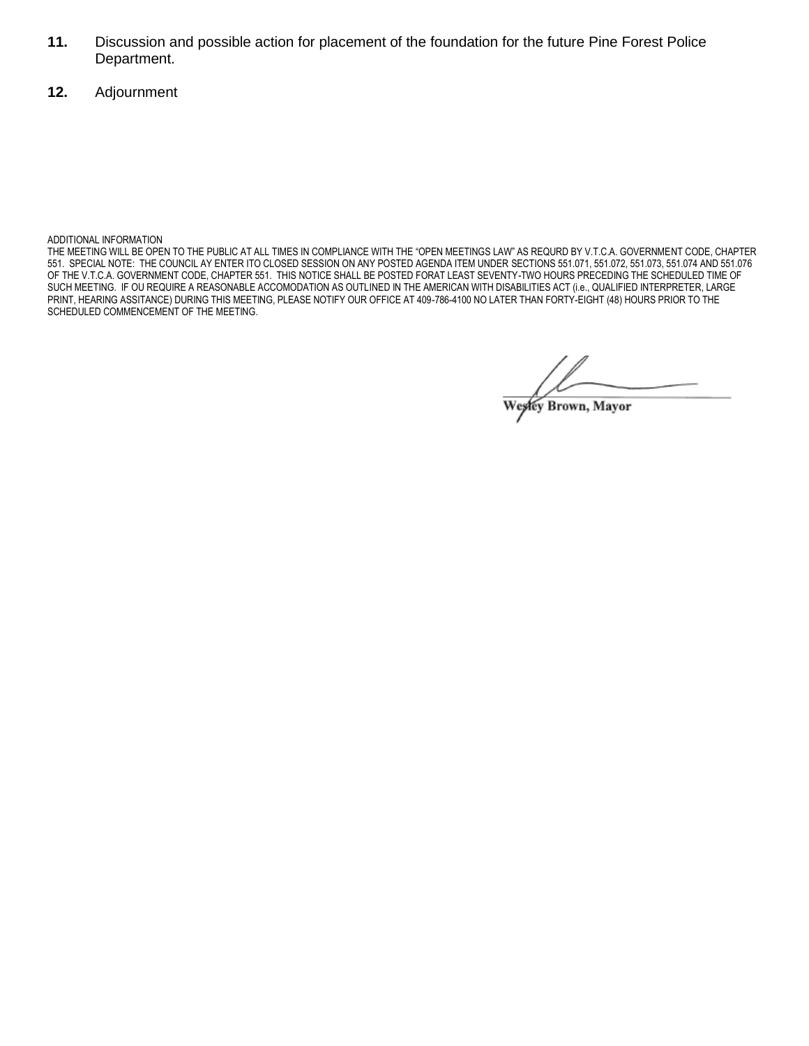**11.** Discussion and possible action for placement of the foundation for the future Pine Forest Police Department.

**12.** Adjournment

ADDITIONAL INFORMATION
THE MEETING WILL BE OPEN TO THE PUBLIC AT ALL TIMES IN COMPLIANCE WITH THE "OPEN MEETINGS LAW" AS REQURD BY V.T.C.A. GOVERNMENT CODE, CHAPTER 551. SPECIAL NOTE: THE COUNCIL AY ENTER ITO CLOSED SESSION ON ANY POSTED AGENDA ITEM UNDER SECTIONS 551.071, 551.072, 551.073, 551.074 AND 551.076 OF THE V.T.C.A. GOVERNMENT CODE, CHAPTER 551. THIS NOTICE SHALL BE POSTED FORAT LEAST SEVENTY-TWO HOURS PRECEDING THE SCHEDULED TIME OF SUCH MEETING. IF OU REQUIRE A REASONABLE ACCOMODATION AS OUTLINED IN THE AMERICAN WITH DISABILITIES ACT (i.e., QUALIFIED INTERPRETER, LARGE PRINT, HEARING ASSITANCE) DURING THIS MEETING, PLEASE NOTIFY OUR OFFICE AT 409-786-4100 NO LATER THAN FORTY-EIGHT (48) HOURS PRIOR TO THE SCHEDULED COMMENCEMENT OF THE MEETING.

Wesley Brown, Mayor